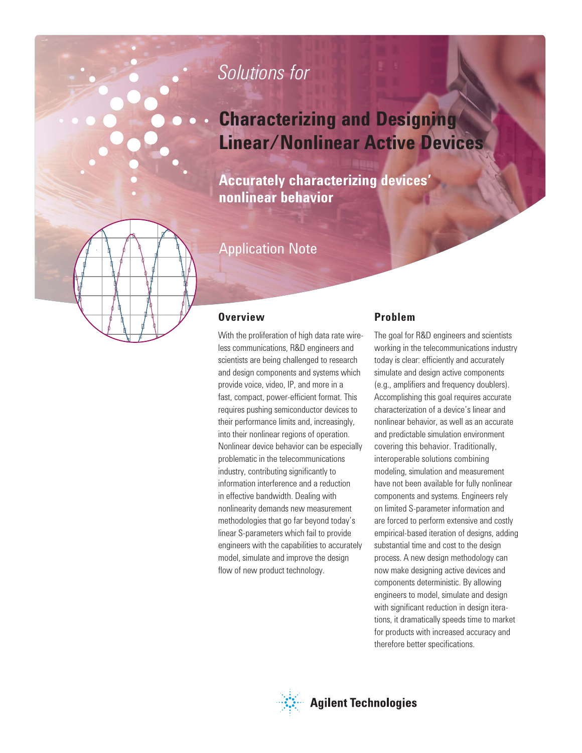*Solutions for*

# Characterizing and Designing Linear/Nonlinear Active Devices

## Accurately characterizing devices' nonlinear behavior

Application Note

## Overview

With the proliferation of high data rate wireless communications, R&D engineers and scientists are being challenged to research and design components and systems which provide voice, video, IP, and more in a fast, compact, power-efficient format. This requires pushing semiconductor devices to their performance limits and, increasingly, into their nonlinear regions of operation. Nonlinear device behavior can be especially problematic in the telecommunications industry, contributing significantly to information interference and a reduction in effective bandwidth. Dealing with nonlinearity demands new measurement methodologies that go far beyond today's linear S-parameters which fail to provide engineers with the capabilities to accurately model, simulate and improve the design flow of new product technology.

## Problem

The goal for R&D engineers and scientists working in the telecommunications industry today is clear: efficiently and accurately simulate and design active components (e.g., amplifiers and frequency doublers). Accomplishing this goal requires accurate characterization of a device's linear and nonlinear behavior, as well as an accurate and predictable simulation environment covering this behavior. Traditionally, interoperable solutions combining modeling, simulation and measurement have not been available for fully nonlinear components and systems. Engineers rely on limited S-parameter information and are forced to perform extensive and costly empirical-based iteration of designs, adding substantial time and cost to the design process. A new design methodology can now make designing active devices and components deterministic. By allowing engineers to model, simulate and design with significant reduction in design iterations, it dramatically speeds time to market for products with increased accuracy and therefore better specifications.

Agilent Technologies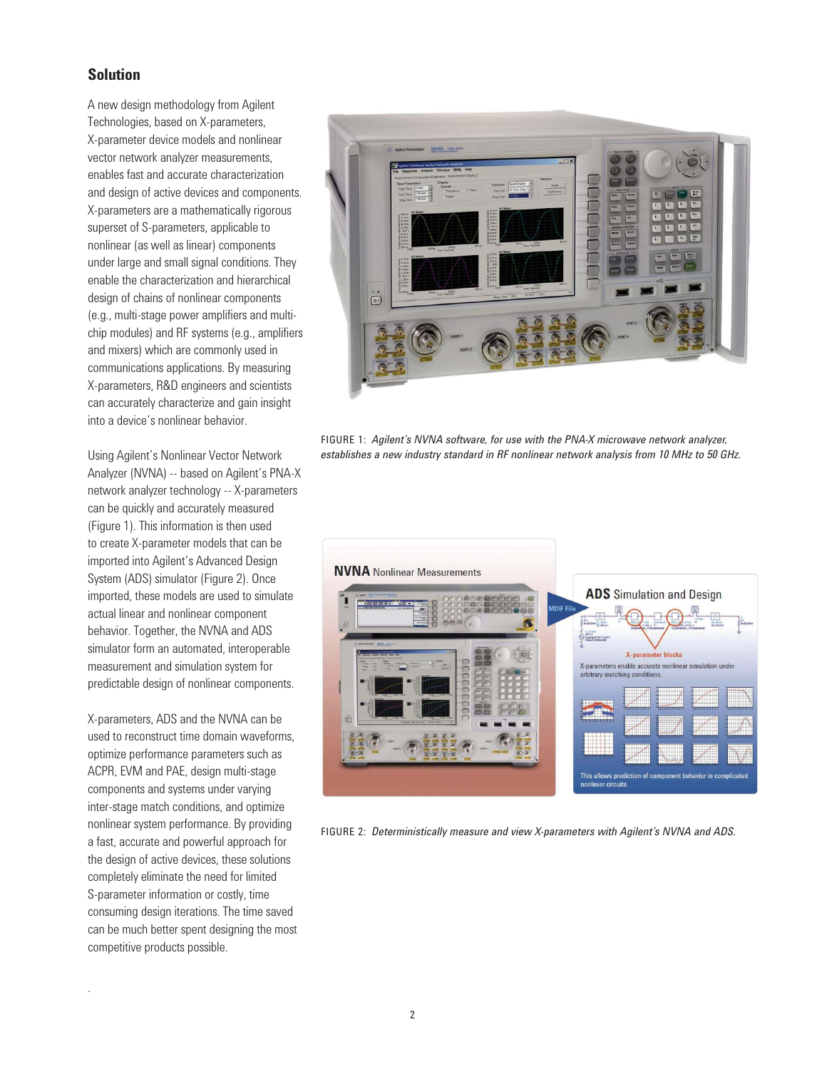## Solution

A new design methodology from Agilent Technologies, based on X-parameters, X-parameter device models and nonlinear vector network analyzer measurements, enables fast and accurate characterization and design of active devices and components. X-parameters are a mathematically rigorous superset of S-parameters, applicable to nonlinear (as well as linear) components under large and small signal conditions. They enable the characterization and hierarchical design of chains of nonlinear components (e.g., multi-stage power amplifiers and multi-chip modules) and RF systems (e.g., amplifiers and mixers) which are commonly used in communications applications. By measuring X-parameters, R&D engineers and scientists can accurately characterize and gain insight into a device's nonlinear behavior.

Using Agilent's Nonlinear Vector Network Analyzer (NVNA) -- based on Agilent's PNA-X network analyzer technology -- X-parameters can be quickly and accurately measured (Figure 1). This information is then used to create X-parameter models that can be imported into Agilent's Advanced Design System (ADS) simulator (Figure 2). Once imported, these models are used to simulate actual linear and nonlinear component behavior. Together, the NVNA and ADS simulator form an automated, interoperable measurement and simulation system for predictable design of nonlinear components.

X-parameters, ADS and the NVNA can be used to reconstruct time domain waveforms, optimize performance parameters such as ACPR, EVM and PAE, design multi-stage components and systems under varying inter-stage match conditions, and optimize nonlinear system performance. By providing a fast, accurate and powerful approach for the design of active devices, these solutions completely eliminate the need for limited S-parameter information or costly, time consuming design iterations. The time saved can be much better spent designing the most competitive products possible.

FIGURE 1: *Agilent's NVNA software, for use with the PNA-X microwave network analyzer, establishes a new industry standard in RF nonlinear network analysis from 10 MHz to 50 GHz.*

FIGURE 2: *Deterministically measure and view X-parameters with Agilent's NVNA and ADS.*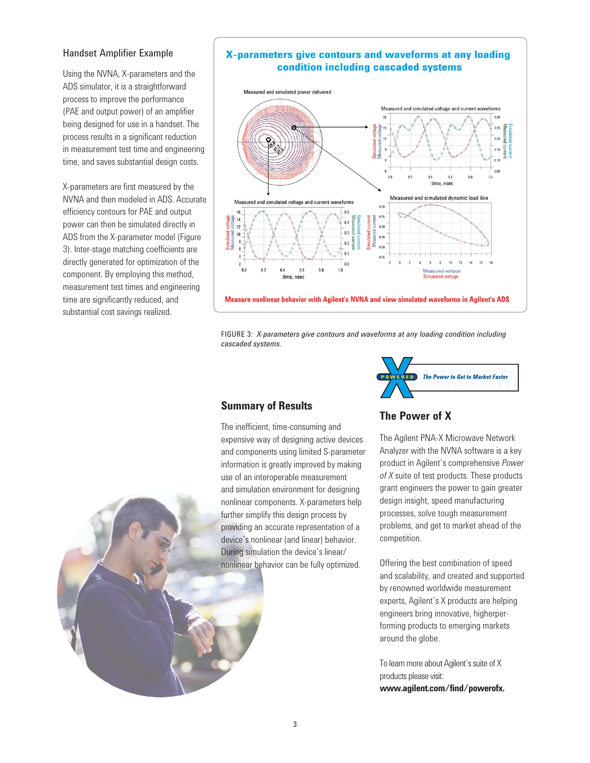## Handset Amplifier Example

Using the NVNA, X-parameters and the ADS simulator, it is a straightforward process to improve the performance (PAE and output power) of an amplifier being designed for use in a handset. The process results in a significant reduction in measurement test time and engineering time, and saves substantial design costs.

X-parameters are first measured by the NVNA and then modeled in ADS. Accurate efficiency contours for PAE and output power can then be simulated directly in ADS from the X-parameter model (Figure 3). Inter-stage matching coefficients are directly generated for optimization of the component. By employing this method, measurement test times and engineering time are significantly reduced, and substantial cost savings realized.

FIGURE 3: *X-parameters give contours and waveforms at any loading condition including cascaded systems.*

## Summary of Results

The inefficient, time-consuming and expensive way of designing active devices and components using limited S-parameter information is greatly improved by making use of an interoperable measurement and simulation environment for designing nonlinear components. X-parameters help further simplify this design process by providing an accurate representation of a device's nonlinear (and linear) behavior. During simulation the device's linear/nonlinear behavior can be fully optimized.

## The Power of X

The Agilent PNA-X Microwave Network Analyzer with the NVNA software is a key product in Agilent's comprehensive *Power of X* suite of test products. These products grant engineers the power to gain greater design insight, speed manufacturing processes, solve tough measurement problems, and get to market ahead of the competition.

Offering the best combination of speed and scalability, and created and supported by renowned worldwide measurement experts, Agilent's X products are helping engineers bring innovative, higherperforming products to emerging markets around the globe.

To learn more about Agilent's suite of X products please visit:
**www.agilent.com/find/powerofx.**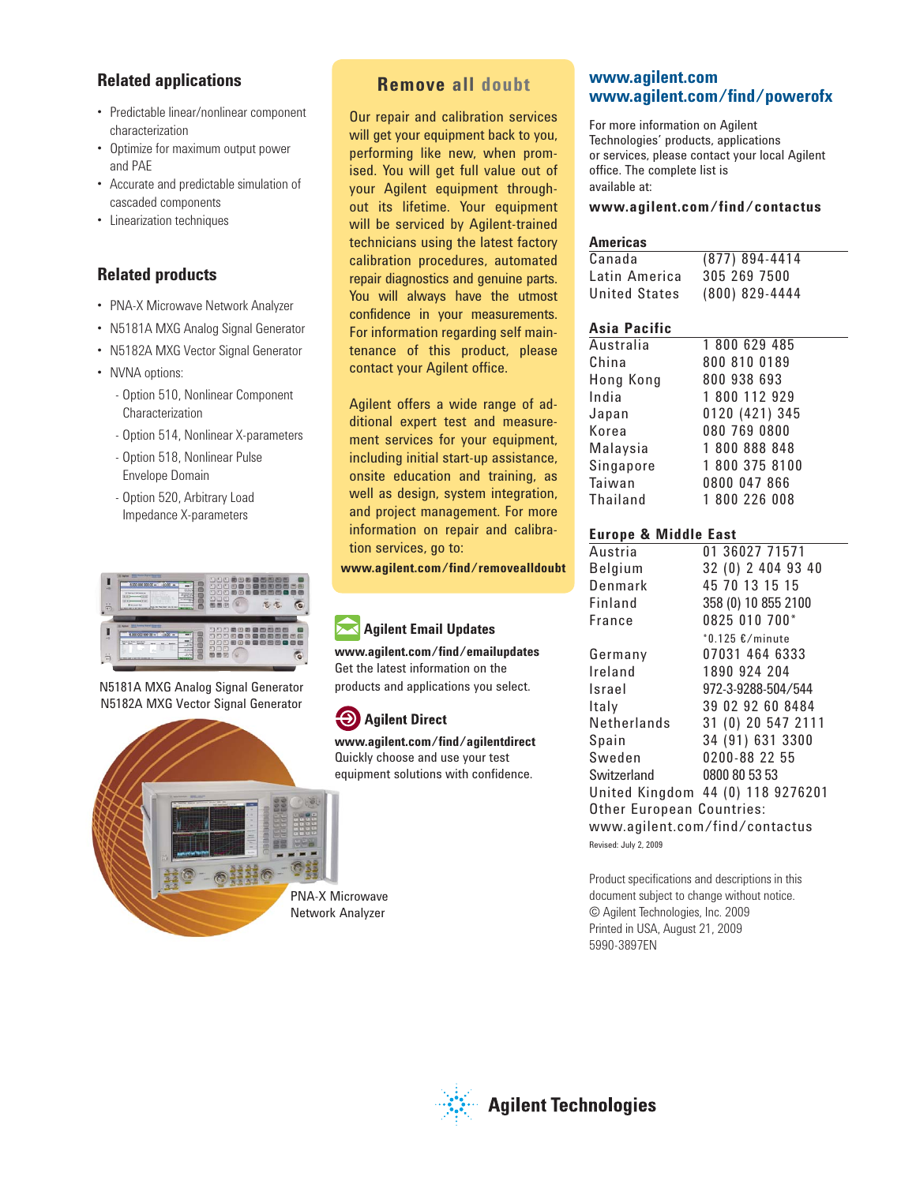## Related applications

- Predictable linear/nonlinear component characterization
- Optimize for maximum output power and PAE
- Accurate and predictable simulation of cascaded components
- Linearization techniques

## Related products

- PNA-X Microwave Network Analyzer
- N5181A MXG Analog Signal Generator
- N5182A MXG Vector Signal Generator
- NVNA options:
  - Option 510, Nonlinear Component Characterization
  - Option 514, Nonlinear X-parameters
  - Option 518, Nonlinear Pulse Envelope Domain
  - Option 520, Arbitrary Load Impedance X-parameters

N5181A MXG Analog Signal Generator
N5182A MXG Vector Signal Generator

PNA-X Microwave Network Analyzer

## Remove all doubt

Our repair and calibration services will get your equipment back to you, performing like new, when promised. You will get full value out of your Agilent equipment throughout its lifetime. Your equipment will be serviced by Agilent-trained technicians using the latest factory calibration procedures, automated repair diagnostics and genuine parts. You will always have the utmost confidence in your measurements. For information regarding self maintenance of this product, please contact your Agilent office.

Agilent offers a wide range of additional expert test and measurement services for your equipment, including initial start-up assistance, onsite education and training, as well as design, system integration, and project management. For more information on repair and calibration services, go to:

**www.agilent.com/find/removealldoubt**

### Agilent Email Updates

**www.agilent.com/find/emailupdates**
Get the latest information on the products and applications you select.

### Agilent Direct

**www.agilent.com/find/agilentdirect**
Quickly choose and use your test equipment solutions with confidence.

**www.agilent.com**
**www.agilent.com/find/powerofx**

For more information on Agilent Technologies' products, applications or services, please contact your local Agilent office. The complete list is available at:

**www.agilent.com/find/contactus**

### Americas

| | |
|---|---|
| Canada | (877) 894-4414 |
| Latin America | 305 269 7500 |
| United States | (800) 829-4444 |

### Asia Pacific

| | |
|---|---|
| Australia | 1 800 629 485 |
| China | 800 810 0189 |
| Hong Kong | 800 938 693 |
| India | 1 800 112 929 |
| Japan | 0120 (421) 345 |
| Korea | 080 769 0800 |
| Malaysia | 1 800 888 848 |
| Singapore | 1 800 375 8100 |
| Taiwan | 0800 047 866 |
| Thailand | 1 800 226 008 |

### Europe & Middle East

| | |
|---|---|
| Austria | 01 36027 71571 |
| Belgium | 32 (0) 2 404 93 40 |
| Denmark | 45 70 13 15 15 |
| Finland | 358 (0) 10 855 2100 |
| France | 0825 010 700* |
| | *0.125 €/minute |
| Germany | 07031 464 6333 |
| Ireland | 1890 924 204 |
| Israel | 972-3-9288-504/544 |
| Italy | 39 02 92 60 8484 |
| Netherlands | 31 (0) 20 547 2111 |
| Spain | 34 (91) 631 3300 |
| Sweden | 0200-88 22 55 |
| Switzerland | 0800 80 53 53 |
| United Kingdom | 44 (0) 118 9276201 |

Other European Countries:
www.agilent.com/find/contactus

Revised: July 2, 2009

Product specifications and descriptions in this document subject to change without notice.
© Agilent Technologies, Inc. 2009
Printed in USA, August 21, 2009
5990-3897EN

Agilent Technologies